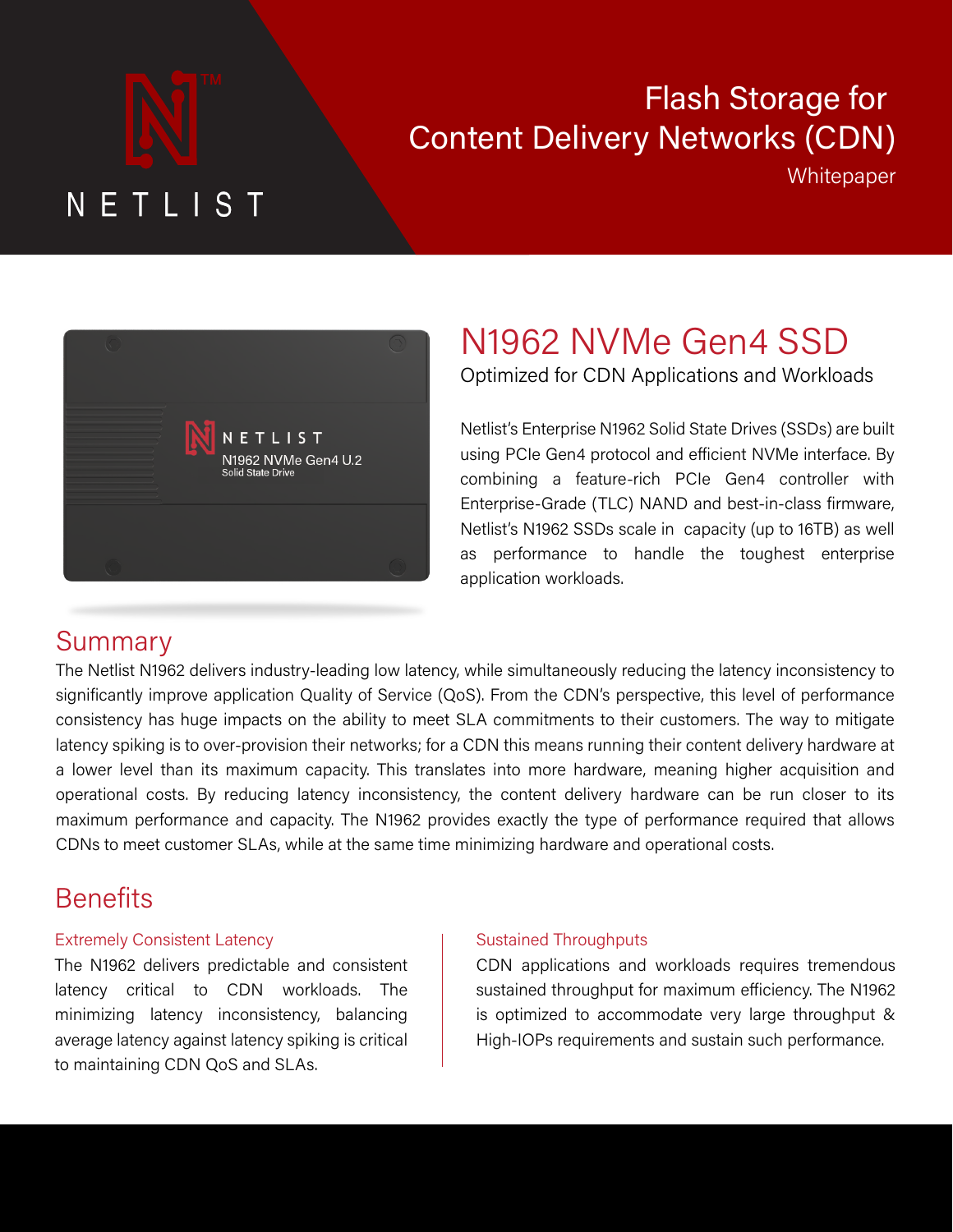NETLIST

# Flash Storage for Content Delivery Networks (CDN)

Whitepaper

## N1962 NVMe Gen4 SSD

Optimized for CDN Applications and Workloads

Netlist's Enterprise N1962 Solid State Drives (SSDs) are built using PCIe Gen4 protocol and efficient NVMe interface. By combining a feature-rich PCIe Gen4 controller with Enterprise-Grade (TLC) NAND and best-in-class firmware, Netlist's N1962 SSDs scale in capacity (up to 16TB) as well as performance to handle the toughest enterprise application workloads.

## Summary

The Netlist N1962 delivers industry-leading low latency, while simultaneously reducing the latency inconsistency to significantly improve application Quality of Service (QoS). From the CDN's perspective, this level of performance consistency has huge impacts on the ability to meet SLA commitments to their customers. The way to mitigate latency spiking is to over-provision their networks; for a CDN this means running their content delivery hardware at a lower level than its maximum capacity. This translates into more hardware, meaning higher acquisition and operational costs. By reducing latency inconsistency, the content delivery hardware can be run closer to its maximum performance and capacity. The N1962 provides exactly the type of performance required that allows CDNs to meet customer SLAs, while at the same time minimizing hardware and operational costs.

## Benefits

### Extremely Consistent Latency

The N1962 delivers predictable and consistent latency critical to CDN workloads. The minimizing latency inconsistency, balancing average latency against latency spiking is critical to maintaining CDN QoS and SLAs.

### Sustained Throughputs

CDN applications and workloads requires tremendous sustained throughput for maximum efficiency. The N1962 is optimized to accommodate very large throughput & High-IOPs requirements and sustain such performance.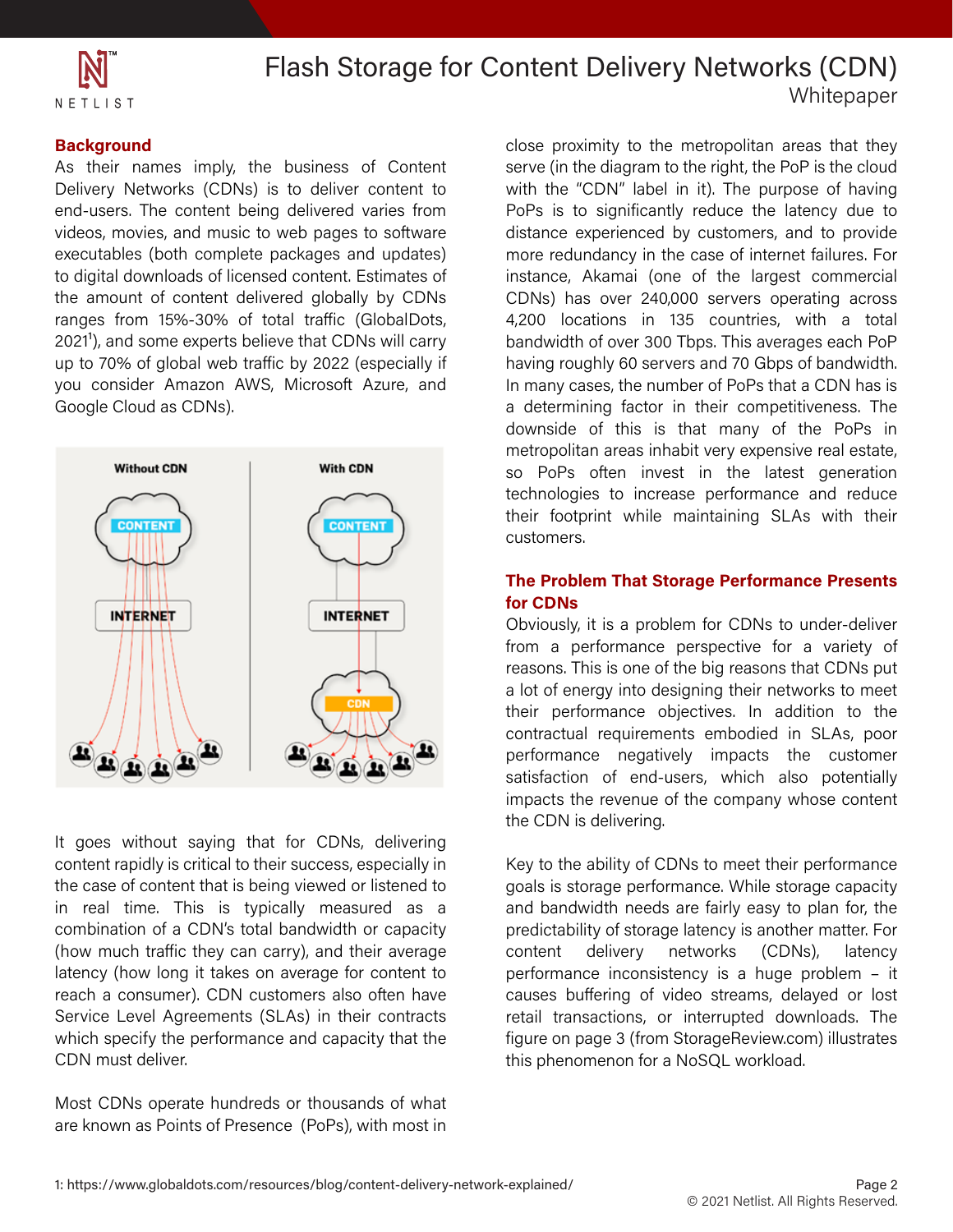## Background

As their names imply, the business of Content Delivery Networks (CDNs) is to deliver content to end-users. The content being delivered varies from videos, movies, and music to web pages to software executables (both complete packages and updates) to digital downloads of licensed content. Estimates of the amount of content delivered globally by CDNs ranges from 15%-30% of total traffic (GlobalDots, 2021[1]), and some experts believe that CDNs will carry up to 70% of global web traffic by 2022 (especially if you consider Amazon AWS, Microsoft Azure, and Google Cloud as CDNs).

It goes without saying that for CDNs, delivering content rapidly is critical to their success, especially in the case of content that is being viewed or listened to in real time. This is typically measured as a combination of a CDN's total bandwidth or capacity (how much traffic they can carry), and their average latency (how long it takes on average for content to reach a consumer). CDN customers also often have Service Level Agreements (SLAs) in their contracts which specify the performance and capacity that the CDN must deliver.

Most CDNs operate hundreds or thousands of what are known as Points of Presence (PoPs), with most in close proximity to the metropolitan areas that they serve (in the diagram to the right, the PoP is the cloud with the "CDN" label in it). The purpose of having PoPs is to significantly reduce the latency due to distance experienced by customers, and to provide more redundancy in the case of internet failures. For instance, Akamai (one of the largest commercial CDNs) has over 240,000 servers operating across 4,200 locations in 135 countries, with a total bandwidth of over 300 Tbps. This averages each PoP having roughly 60 servers and 70 Gbps of bandwidth. In many cases, the number of PoPs that a CDN has is a determining factor in their competitiveness. The downside of this is that many of the PoPs in metropolitan areas inhabit very expensive real estate, so PoPs often invest in the latest generation technologies to increase performance and reduce their footprint while maintaining SLAs with their customers.

## The Problem That Storage Performance Presents for CDNs

Obviously, it is a problem for CDNs to under-deliver from a performance perspective for a variety of reasons. This is one of the big reasons that CDNs put a lot of energy into designing their networks to meet their performance objectives. In addition to the contractual requirements embodied in SLAs, poor performance negatively impacts the customer satisfaction of end-users, which also potentially impacts the revenue of the company whose content the CDN is delivering.

Key to the ability of CDNs to meet their performance goals is storage performance. While storage capacity and bandwidth needs are fairly easy to plan for, the predictability of storage latency is another matter. For content delivery networks (CDNs), latency performance inconsistency is a huge problem – it causes buffering of video streams, delayed or lost retail transactions, or interrupted downloads. The figure on page 3 (from StorageReview.com) illustrates this phenomenon for a NoSQL workload.

1: https://www.globaldots.com/resources/blog/content-delivery-network-explained/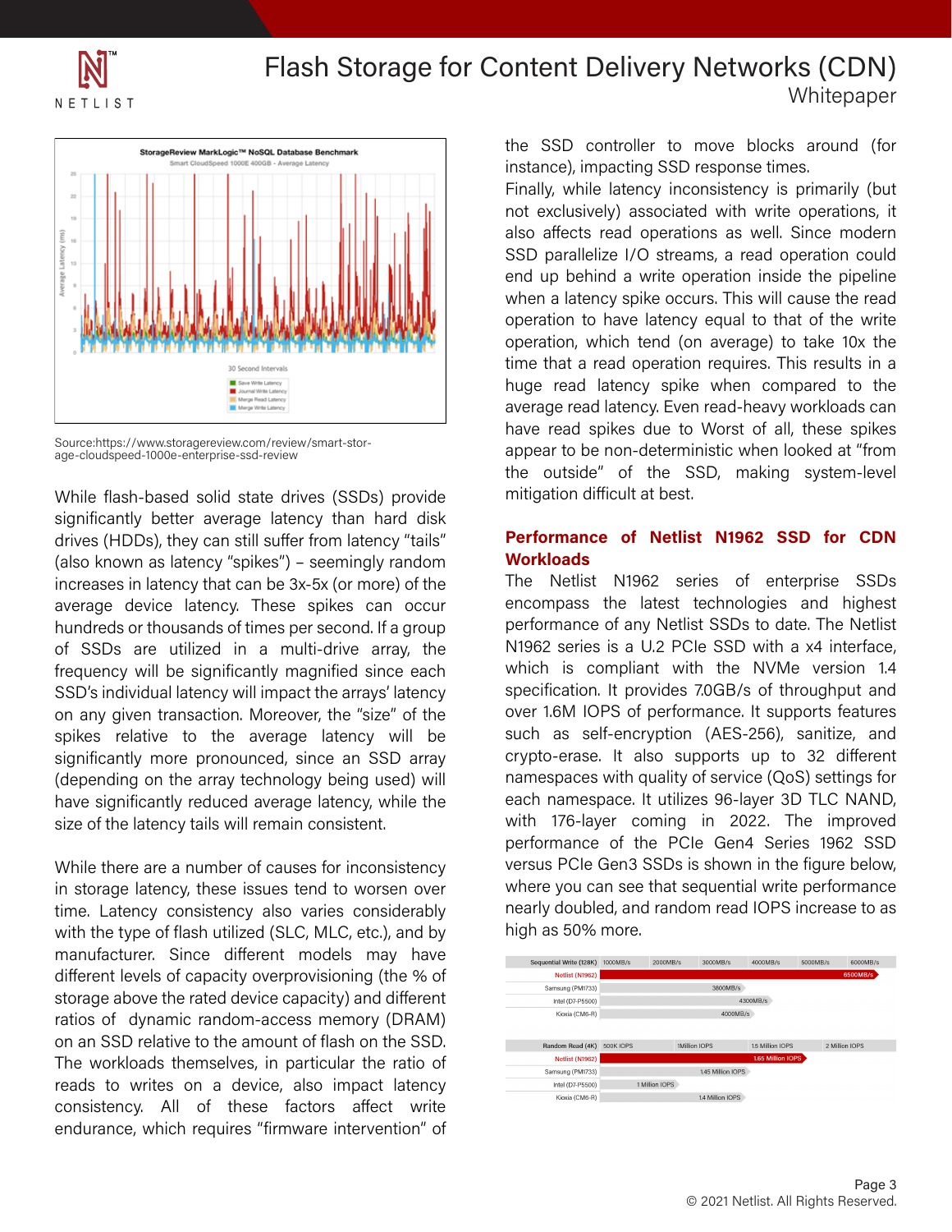Source:https://www.storagereview.com/review/smart-storage-cloudspeed-1000e-enterprise-ssd-review

While flash-based solid state drives (SSDs) provide significantly better average latency than hard disk drives (HDDs), they can still suffer from latency "tails" (also known as latency "spikes") – seemingly random increases in latency that can be 3x-5x (or more) of the average device latency. These spikes can occur hundreds or thousands of times per second. If a group of SSDs are utilized in a multi-drive array, the frequency will be significantly magnified since each SSD's individual latency will impact the arrays' latency on any given transaction. Moreover, the "size" of the spikes relative to the average latency will be significantly more pronounced, since an SSD array (depending on the array technology being used) will have significantly reduced average latency, while the size of the latency tails will remain consistent.

While there are a number of causes for inconsistency in storage latency, these issues tend to worsen over time. Latency consistency also varies considerably with the type of flash utilized (SLC, MLC, etc.), and by manufacturer. Since different models may have different levels of capacity overprovisioning (the % of storage above the rated device capacity) and different ratios of dynamic random-access memory (DRAM) on an SSD relative to the amount of flash on the SSD. The workloads themselves, in particular the ratio of reads to writes on a device, also impact latency consistency. All of these factors affect write endurance, which requires "firmware intervention" of the SSD controller to move blocks around (for instance), impacting SSD response times.

Finally, while latency inconsistency is primarily (but not exclusively) associated with write operations, it also affects read operations as well. Since modern SSD parallelize I/O streams, a read operation could end up behind a write operation inside the pipeline when a latency spike occurs. This will cause the read operation to have latency equal to that of the write operation, which tend (on average) to take 10x the time that a read operation requires. This results in a huge read latency spike when compared to the average read latency. Even read-heavy workloads can have read spikes due to Worst of all, these spikes appear to be non-deterministic when looked at "from the outside" of the SSD, making system-level mitigation difficult at best.

## Performance of Netlist N1962 SSD for CDN Workloads

The Netlist N1962 series of enterprise SSDs encompass the latest technologies and highest performance of any Netlist SSDs to date. The Netlist N1962 series is a U.2 PCIe SSD with a x4 interface, which is compliant with the NVMe version 1.4 specification. It provides 7.0GB/s of throughput and over 1.6M IOPS of performance. It supports features such as self-encryption (AES-256), sanitize, and crypto-erase. It also supports up to 32 different namespaces with quality of service (QoS) settings for each namespace. It utilizes 96-layer 3D TLC NAND, with 176-layer coming in 2022. The improved performance of the PCIe Gen4 Series 1962 SSD versus PCIe Gen3 SSDs is shown in the figure below, where you can see that sequential write performance nearly doubled, and random read IOPS increase to as high as 50% more.

| Sequential Write (128K) | |
|---|---|
| Netlist (N1962) | 6500MB/s |
| Samsung (PM1733) | 3800MB/s |
| Intel (D7-P5500) | 4300MB/s |
| Kioxia (CM6-R) | 4000MB/s |

| Random Read (4K) | |
|---|---|
| Netlist (N1962) | 1.65 Million IOPS |
| Samsung (PM1733) | 1.45 Million IOPS |
| Intel (D7-P5500) | 1 Million IOPS |
| Kioxia (CM6-R) | 1.4 Million IOPS |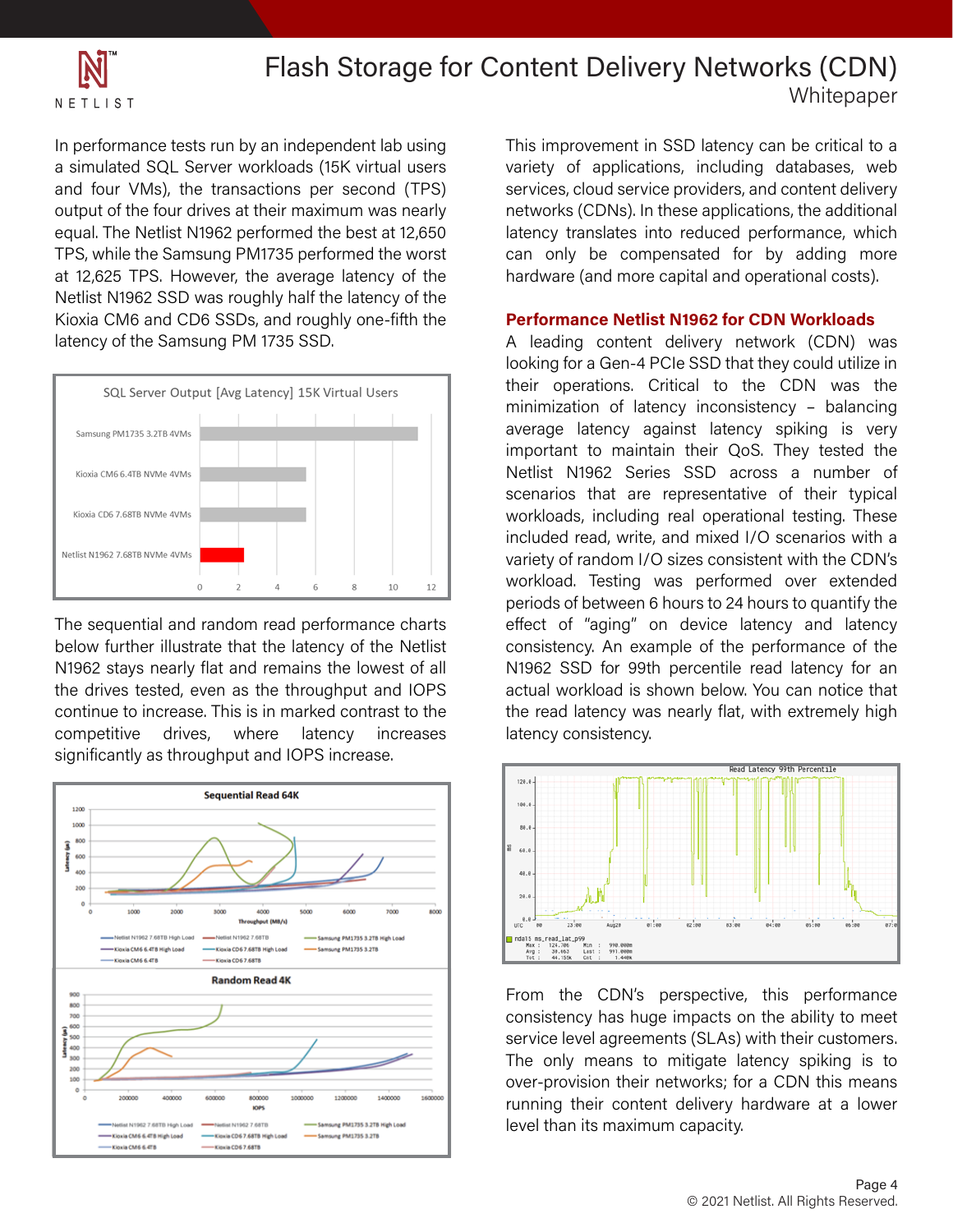In performance tests run by an independent lab using a simulated SQL Server workloads (15K virtual users and four VMs), the transactions per second (TPS) output of the four drives at their maximum was nearly equal. The Netlist N1962 performed the best at 12,650 TPS, while the Samsung PM1735 performed the worst at 12,625 TPS. However, the average latency of the Netlist N1962 SSD was roughly half the latency of the Kioxia CM6 and CD6 SSDs, and roughly one-fifth the latency of the Samsung PM 1735 SSD.

The sequential and random read performance charts below further illustrate that the latency of the Netlist N1962 stays nearly flat and remains the lowest of all the drives tested, even as the throughput and IOPS continue to increase. This is in marked contrast to the competitive drives, where latency increases significantly as throughput and IOPS increase.

This improvement in SSD latency can be critical to a variety of applications, including databases, web services, cloud service providers, and content delivery networks (CDNs). In these applications, the additional latency translates into reduced performance, which can only be compensated for by adding more hardware (and more capital and operational costs).

### Performance Netlist N1962 for CDN Workloads

A leading content delivery network (CDN) was looking for a Gen-4 PCIe SSD that they could utilize in their operations. Critical to the CDN was the minimization of latency inconsistency – balancing average latency against latency spiking is very important to maintain their QoS. They tested the Netlist N1962 Series SSD across a number of scenarios that are representative of their typical workloads, including real operational testing. These included read, write, and mixed I/O scenarios with a variety of random I/O sizes consistent with the CDN's workload. Testing was performed over extended periods of between 6 hours to 24 hours to quantify the effect of "aging" on device latency and latency consistency. An example of the performance of the N1962 SSD for 99th percentile read latency for an actual workload is shown below. You can notice that the read latency was nearly flat, with extremely high latency consistency.

From the CDN's perspective, this performance consistency has huge impacts on the ability to meet service level agreements (SLAs) with their customers. The only means to mitigate latency spiking is to over-provision their networks; for a CDN this means running their content delivery hardware at a lower level than its maximum capacity.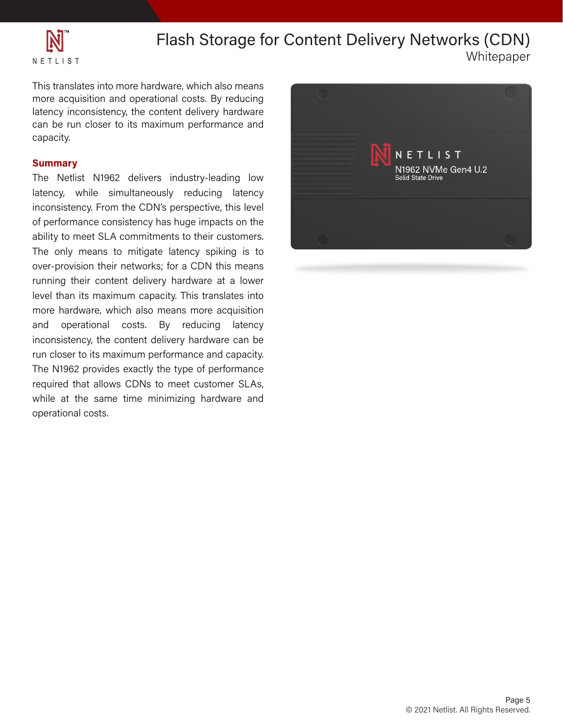This translates into more hardware, which also means more acquisition and operational costs. By reducing latency inconsistency, the content delivery hardware can be run closer to its maximum performance and capacity.

## Summary

The Netlist N1962 delivers industry-leading low latency, while simultaneously reducing latency inconsistency. From the CDN's perspective, this level of performance consistency has huge impacts on the ability to meet SLA commitments to their customers. The only means to mitigate latency spiking is to over-provision their networks; for a CDN this means running their content delivery hardware at a lower level than its maximum capacity. This translates into more hardware, which also means more acquisition and operational costs. By reducing latency inconsistency, the content delivery hardware can be run closer to its maximum performance and capacity. The N1962 provides exactly the type of performance required that allows CDNs to meet customer SLAs, while at the same time minimizing hardware and operational costs.